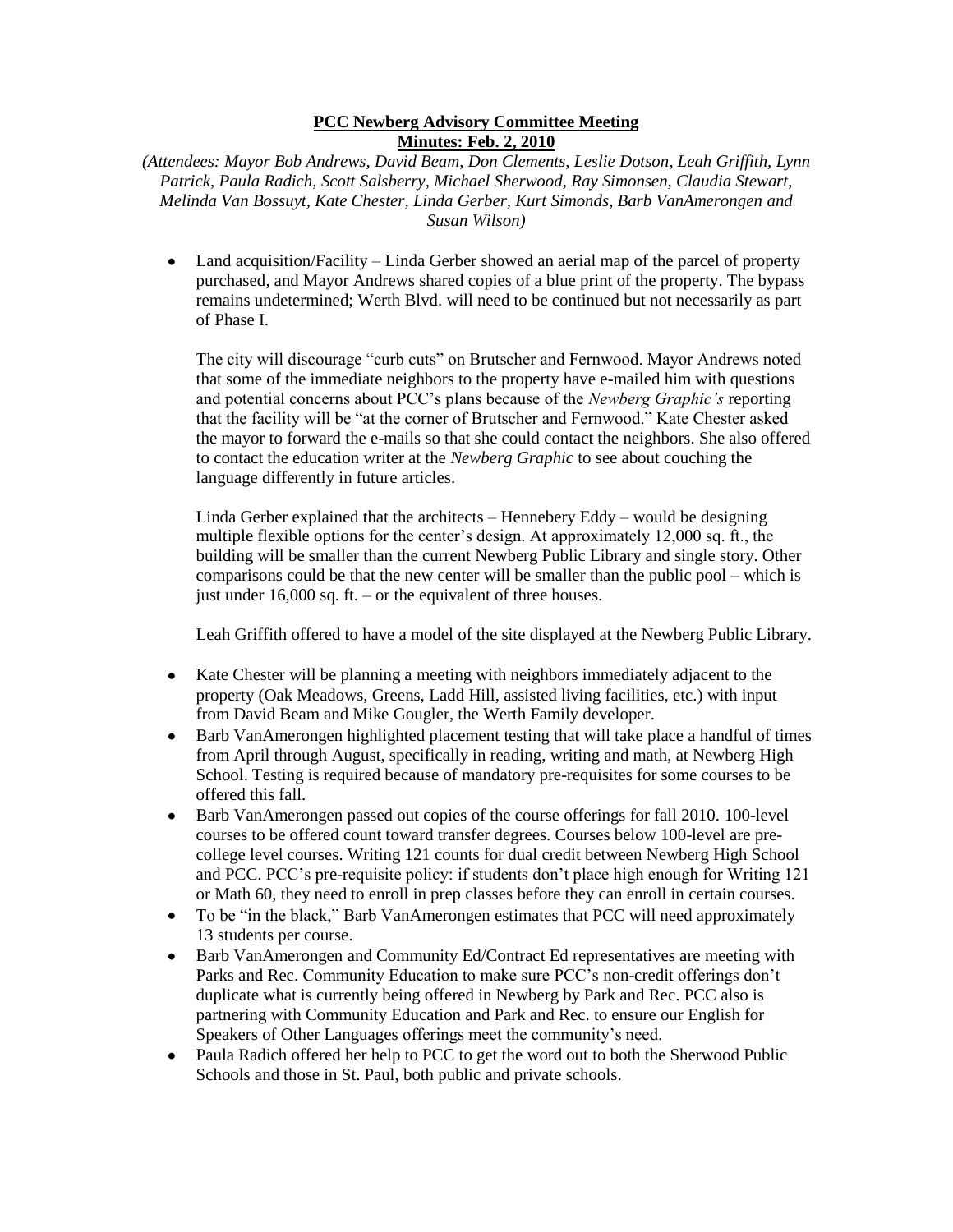**PCC Newberg Advisory Committee Meeting**
**Minutes: Feb. 2, 2010**

*(Attendees: Mayor Bob Andrews, David Beam, Don Clements, Leslie Dotson, Leah Griffith, Lynn Patrick, Paula Radich, Scott Salsberry, Michael Sherwood, Ray Simonsen, Claudia Stewart, Melinda Van Bossuyt, Kate Chester, Linda Gerber, Kurt Simonds, Barb VanAmerongen and Susan Wilson)*

- Land acquisition/Facility – Linda Gerber showed an aerial map of the parcel of property purchased, and Mayor Andrews shared copies of a blue print of the property. The bypass remains undetermined; Werth Blvd. will need to be continued but not necessarily as part of Phase I.

  The city will discourage "curb cuts" on Brutscher and Fernwood. Mayor Andrews noted that some of the immediate neighbors to the property have e-mailed him with questions and potential concerns about PCC's plans because of the *Newberg Graphic's* reporting that the facility will be "at the corner of Brutscher and Fernwood." Kate Chester asked the mayor to forward the e-mails so that she could contact the neighbors. She also offered to contact the education writer at the *Newberg Graphic* to see about couching the language differently in future articles.

  Linda Gerber explained that the architects – Hennebery Eddy – would be designing multiple flexible options for the center's design. At approximately 12,000 sq. ft., the building will be smaller than the current Newberg Public Library and single story. Other comparisons could be that the new center will be smaller than the public pool – which is just under 16,000 sq. ft. – or the equivalent of three houses.

  Leah Griffith offered to have a model of the site displayed at the Newberg Public Library.

- Kate Chester will be planning a meeting with neighbors immediately adjacent to the property (Oak Meadows, Greens, Ladd Hill, assisted living facilities, etc.) with input from David Beam and Mike Gougler, the Werth Family developer.
- Barb VanAmerongen highlighted placement testing that will take place a handful of times from April through August, specifically in reading, writing and math, at Newberg High School. Testing is required because of mandatory pre-requisites for some courses to be offered this fall.
- Barb VanAmerongen passed out copies of the course offerings for fall 2010. 100-level courses to be offered count toward transfer degrees. Courses below 100-level are pre-college level courses. Writing 121 counts for dual credit between Newberg High School and PCC. PCC's pre-requisite policy: if students don't place high enough for Writing 121 or Math 60, they need to enroll in prep classes before they can enroll in certain courses.
- To be "in the black," Barb VanAmerongen estimates that PCC will need approximately 13 students per course.
- Barb VanAmerongen and Community Ed/Contract Ed representatives are meeting with Parks and Rec. Community Education to make sure PCC's non-credit offerings don't duplicate what is currently being offered in Newberg by Park and Rec. PCC also is partnering with Community Education and Park and Rec. to ensure our English for Speakers of Other Languages offerings meet the community's need.
- Paula Radich offered her help to PCC to get the word out to both the Sherwood Public Schools and those in St. Paul, both public and private schools.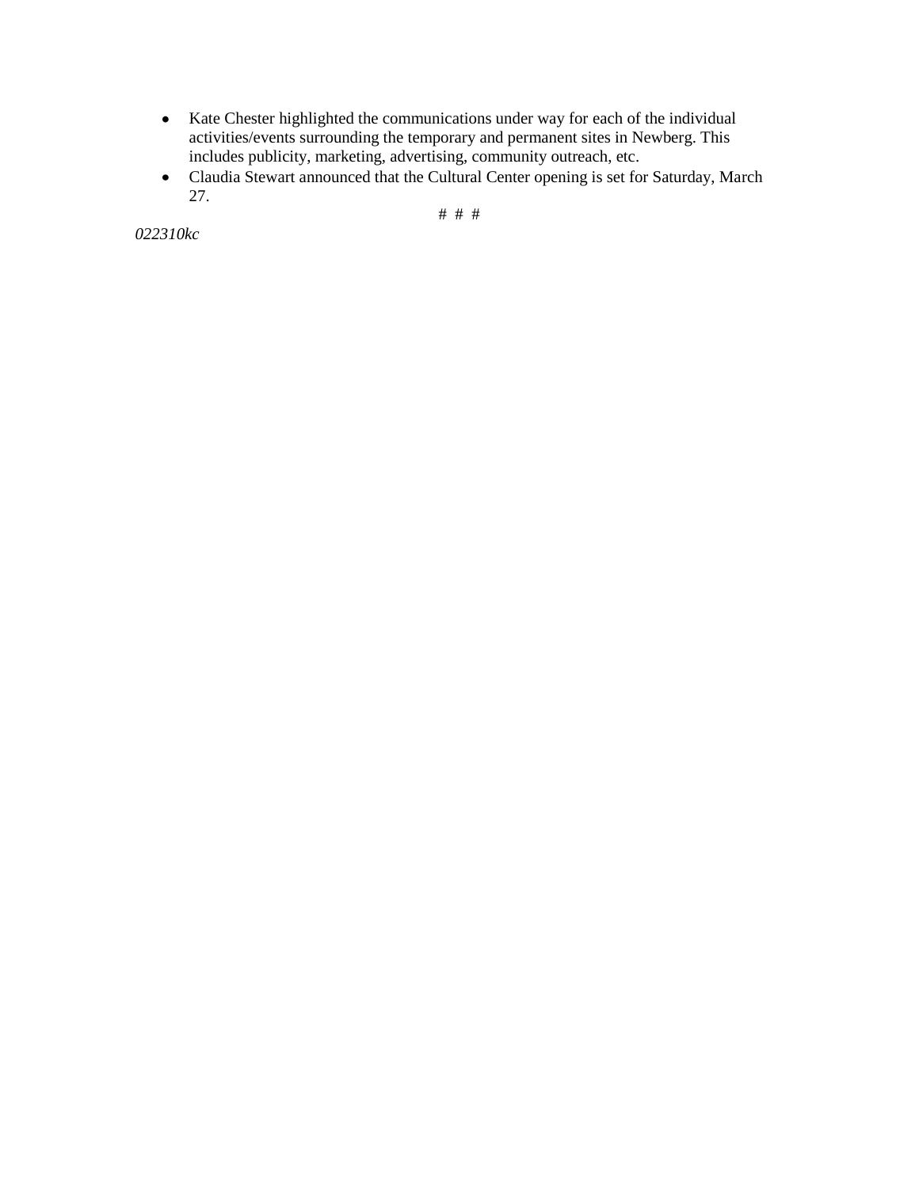- Kate Chester highlighted the communications under way for each of the individual activities/events surrounding the temporary and permanent sites in Newberg. This includes publicity, marketing, advertising, community outreach, etc.
- Claudia Stewart announced that the Cultural Center opening is set for Saturday, March 27.

# # #

*022310kc*